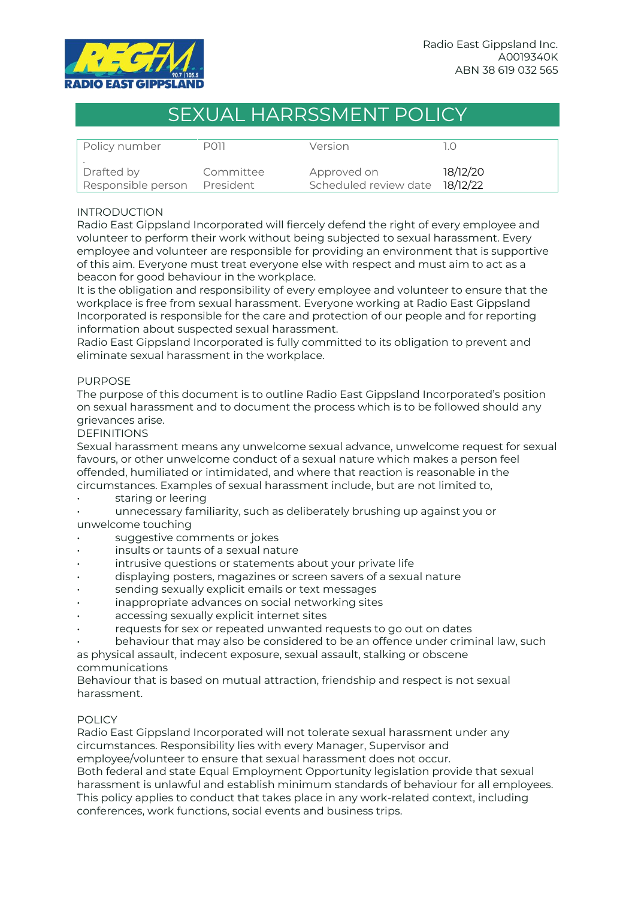Radio East Gippsland Inc.
A0019340K
ABN 38 619 032 565

# SEXUAL HARRSSMENT POLICY

| Policy number | P011 | Version | 1.0 |
|---|---|---|---|
| Drafted by | Committee | Approved on | 18/12/20 |
| Responsible person | President | Scheduled review date | 18/12/22 |

## INTRODUCTION

Radio East Gippsland Incorporated will fiercely defend the right of every employee and volunteer to perform their work without being subjected to sexual harassment. Every employee and volunteer are responsible for providing an environment that is supportive of this aim. Everyone must treat everyone else with respect and must aim to act as a beacon for good behaviour in the workplace.

It is the obligation and responsibility of every employee and volunteer to ensure that the workplace is free from sexual harassment. Everyone working at Radio East Gippsland Incorporated is responsible for the care and protection of our people and for reporting information about suspected sexual harassment.

Radio East Gippsland Incorporated is fully committed to its obligation to prevent and eliminate sexual harassment in the workplace.

## PURPOSE

The purpose of this document is to outline Radio East Gippsland Incorporated's position on sexual harassment and to document the process which is to be followed should any grievances arise.

## DEFINITIONS

Sexual harassment means any unwelcome sexual advance, unwelcome request for sexual favours, or other unwelcome conduct of a sexual nature which makes a person feel offended, humiliated or intimidated, and where that reaction is reasonable in the circumstances. Examples of sexual harassment include, but are not limited to,

- staring or leering
- unnecessary familiarity, such as deliberately brushing up against you or unwelcome touching
- suggestive comments or jokes
- insults or taunts of a sexual nature
- intrusive questions or statements about your private life
- displaying posters, magazines or screen savers of a sexual nature
- sending sexually explicit emails or text messages
- inappropriate advances on social networking sites
- accessing sexually explicit internet sites
- requests for sex or repeated unwanted requests to go out on dates
- behaviour that may also be considered to be an offence under criminal law, such as physical assault, indecent exposure, sexual assault, stalking or obscene communications

Behaviour that is based on mutual attraction, friendship and respect is not sexual harassment.

## POLICY

Radio East Gippsland Incorporated will not tolerate sexual harassment under any circumstances. Responsibility lies with every Manager, Supervisor and employee/volunteer to ensure that sexual harassment does not occur.

Both federal and state Equal Employment Opportunity legislation provide that sexual harassment is unlawful and establish minimum standards of behaviour for all employees. This policy applies to conduct that takes place in any work-related context, including conferences, work functions, social events and business trips.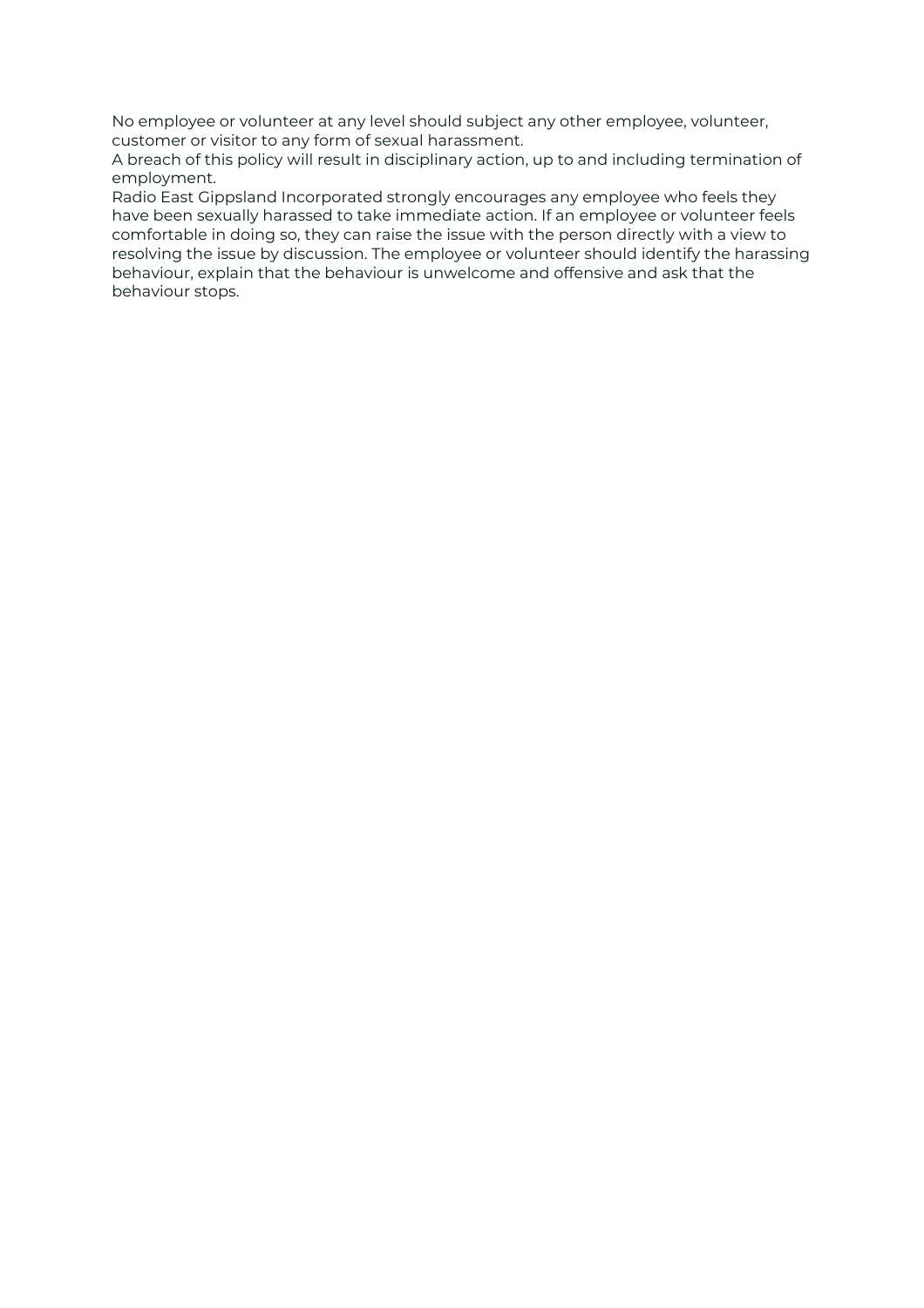No employee or volunteer at any level should subject any other employee, volunteer, customer or visitor to any form of sexual harassment.

A breach of this policy will result in disciplinary action, up to and including termination of employment.

Radio East Gippsland Incorporated strongly encourages any employee who feels they have been sexually harassed to take immediate action. If an employee or volunteer feels comfortable in doing so, they can raise the issue with the person directly with a view to resolving the issue by discussion. The employee or volunteer should identify the harassing behaviour, explain that the behaviour is unwelcome and offensive and ask that the behaviour stops.